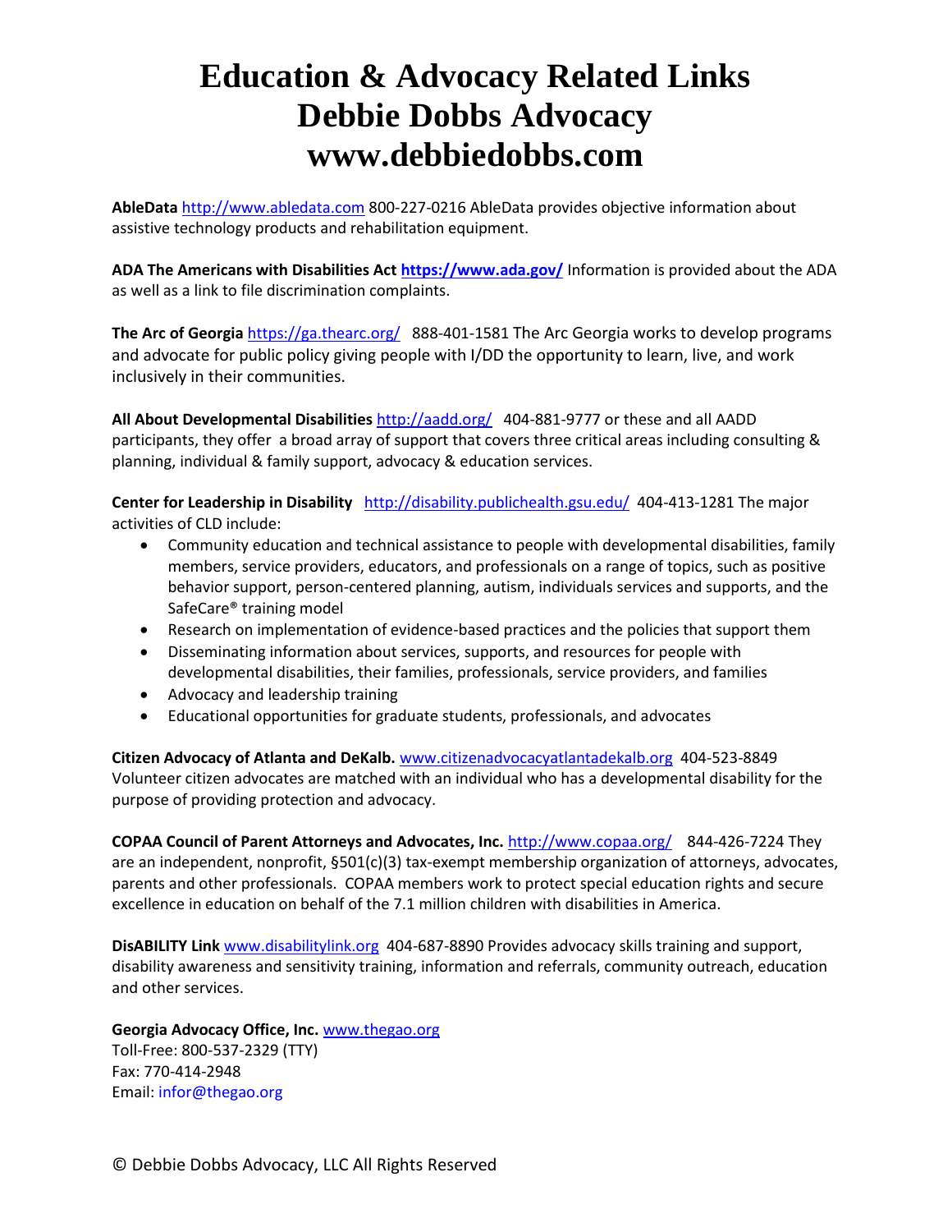# Education & Advocacy Related Links
# Debbie Dobbs Advocacy
# www.debbiedobbs.com

**AbleData** http://www.abledata.com 800-227-0216 AbleData provides objective information about assistive technology products and rehabilitation equipment.

**ADA The Americans with Disabilities Act** **https://www.ada.gov/** Information is provided about the ADA as well as a link to file discrimination complaints.

**The Arc of Georgia** https://ga.thearc.org/ 888-401-1581 The Arc Georgia works to develop programs and advocate for public policy giving people with I/DD the opportunity to learn, live, and work inclusively in their communities.

**All About Developmental Disabilities** http://aadd.org/ 404-881-9777 or these and all AADD participants, they offer a broad array of support that covers three critical areas including consulting & planning, individual & family support, advocacy & education services.

**Center for Leadership in Disability** http://disability.publichealth.gsu.edu/ 404-413-1281 The major activities of CLD include:

- Community education and technical assistance to people with developmental disabilities, family members, service providers, educators, and professionals on a range of topics, such as positive behavior support, person-centered planning, autism, individuals services and supports, and the SafeCare® training model
- Research on implementation of evidence-based practices and the policies that support them
- Disseminating information about services, supports, and resources for people with developmental disabilities, their families, professionals, service providers, and families
- Advocacy and leadership training
- Educational opportunities for graduate students, professionals, and advocates

**Citizen Advocacy of Atlanta and DeKalb.** www.citizenadvocacyatlantadekalb.org 404-523-8849 Volunteer citizen advocates are matched with an individual who has a developmental disability for the purpose of providing protection and advocacy.

**COPAA Council of Parent Attorneys and Advocates, Inc.** http://www.copaa.org/ 844-426-7224 They are an independent, nonprofit, §501(c)(3) tax-exempt membership organization of attorneys, advocates, parents and other professionals. COPAA members work to protect special education rights and secure excellence in education on behalf of the 7.1 million children with disabilities in America.

**DisABILITY Link** www.disabilitylink.org 404-687-8890 Provides advocacy skills training and support, disability awareness and sensitivity training, information and referrals, community outreach, education and other services.

**Georgia Advocacy Office, Inc.** www.thegao.org
Toll-Free: 800-537-2329 (TTY)
Fax: 770-414-2948
Email: infor@thegao.org

© Debbie Dobbs Advocacy, LLC All Rights Reserved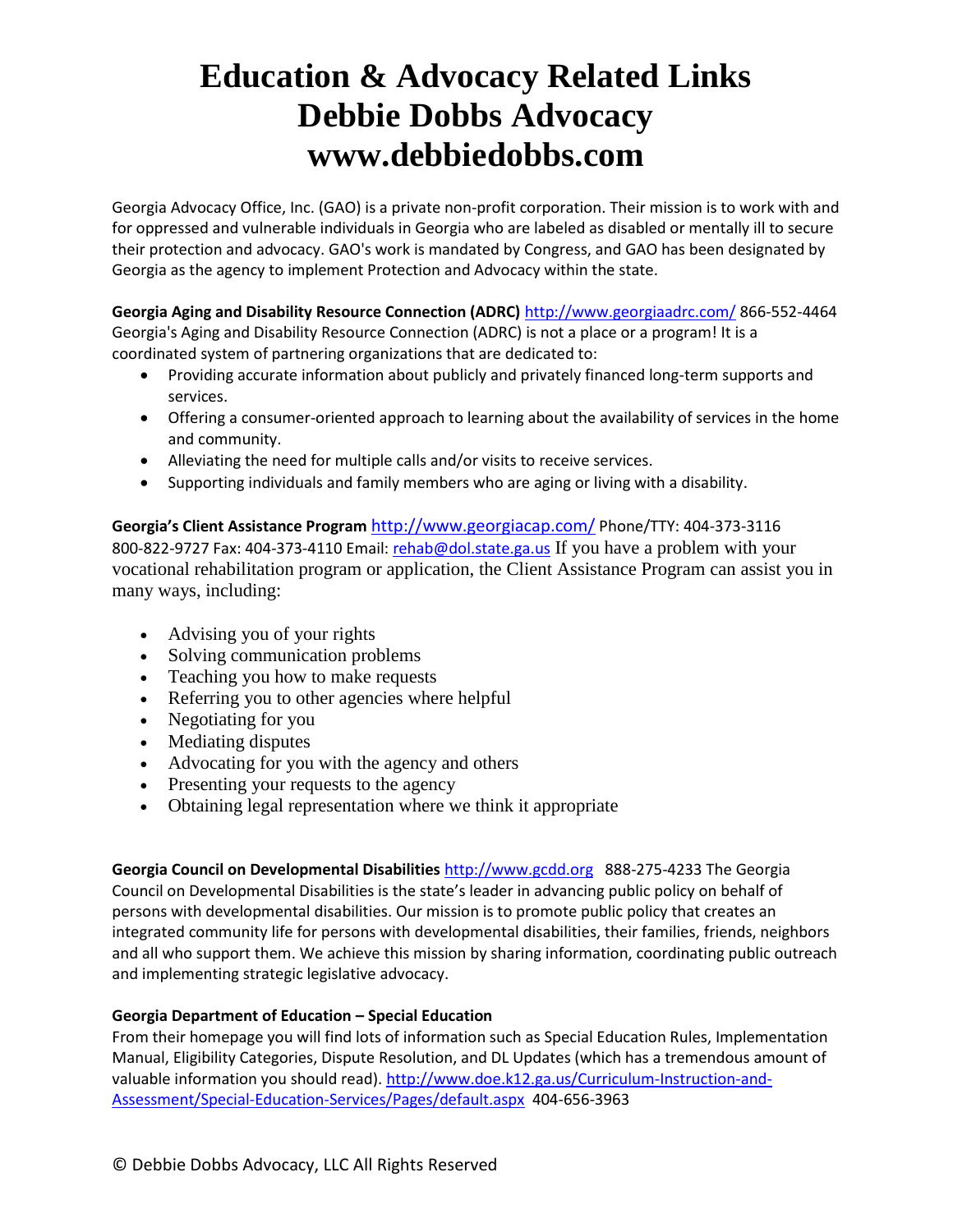# Education & Advocacy Related Links
# Debbie Dobbs Advocacy
# www.debbiedobbs.com

Georgia Advocacy Office, Inc. (GAO) is a private non-profit corporation. Their mission is to work with and for oppressed and vulnerable individuals in Georgia who are labeled as disabled or mentally ill to secure their protection and advocacy. GAO's work is mandated by Congress, and GAO has been designated by Georgia as the agency to implement Protection and Advocacy within the state.

**Georgia Aging and Disability Resource Connection (ADRC)** http://www.georgiaadrc.com/ 866-552-4464 Georgia's Aging and Disability Resource Connection (ADRC) is not a place or a program! It is a coordinated system of partnering organizations that are dedicated to:

- Providing accurate information about publicly and privately financed long-term supports and services.
- Offering a consumer-oriented approach to learning about the availability of services in the home and community.
- Alleviating the need for multiple calls and/or visits to receive services.
- Supporting individuals and family members who are aging or living with a disability.

**Georgia's Client Assistance Program** http://www.georgiacap.com/ Phone/TTY: 404-373-3116 800-822-9727 Fax: 404-373-4110 Email: rehab@dol.state.ga.us If you have a problem with your vocational rehabilitation program or application, the Client Assistance Program can assist you in many ways, including:

- Advising you of your rights
- Solving communication problems
- Teaching you how to make requests
- Referring you to other agencies where helpful
- Negotiating for you
- Mediating disputes
- Advocating for you with the agency and others
- Presenting your requests to the agency
- Obtaining legal representation where we think it appropriate

**Georgia Council on Developmental Disabilities** http://www.gcdd.org 888-275-4233 The Georgia Council on Developmental Disabilities is the state's leader in advancing public policy on behalf of persons with developmental disabilities. Our mission is to promote public policy that creates an integrated community life for persons with developmental disabilities, their families, friends, neighbors and all who support them. We achieve this mission by sharing information, coordinating public outreach and implementing strategic legislative advocacy.

**Georgia Department of Education – Special Education**
From their homepage you will find lots of information such as Special Education Rules, Implementation Manual, Eligibility Categories, Dispute Resolution, and DL Updates (which has a tremendous amount of valuable information you should read). http://www.doe.k12.ga.us/Curriculum-Instruction-and-Assessment/Special-Education-Services/Pages/default.aspx 404-656-3963

© Debbie Dobbs Advocacy, LLC All Rights Reserved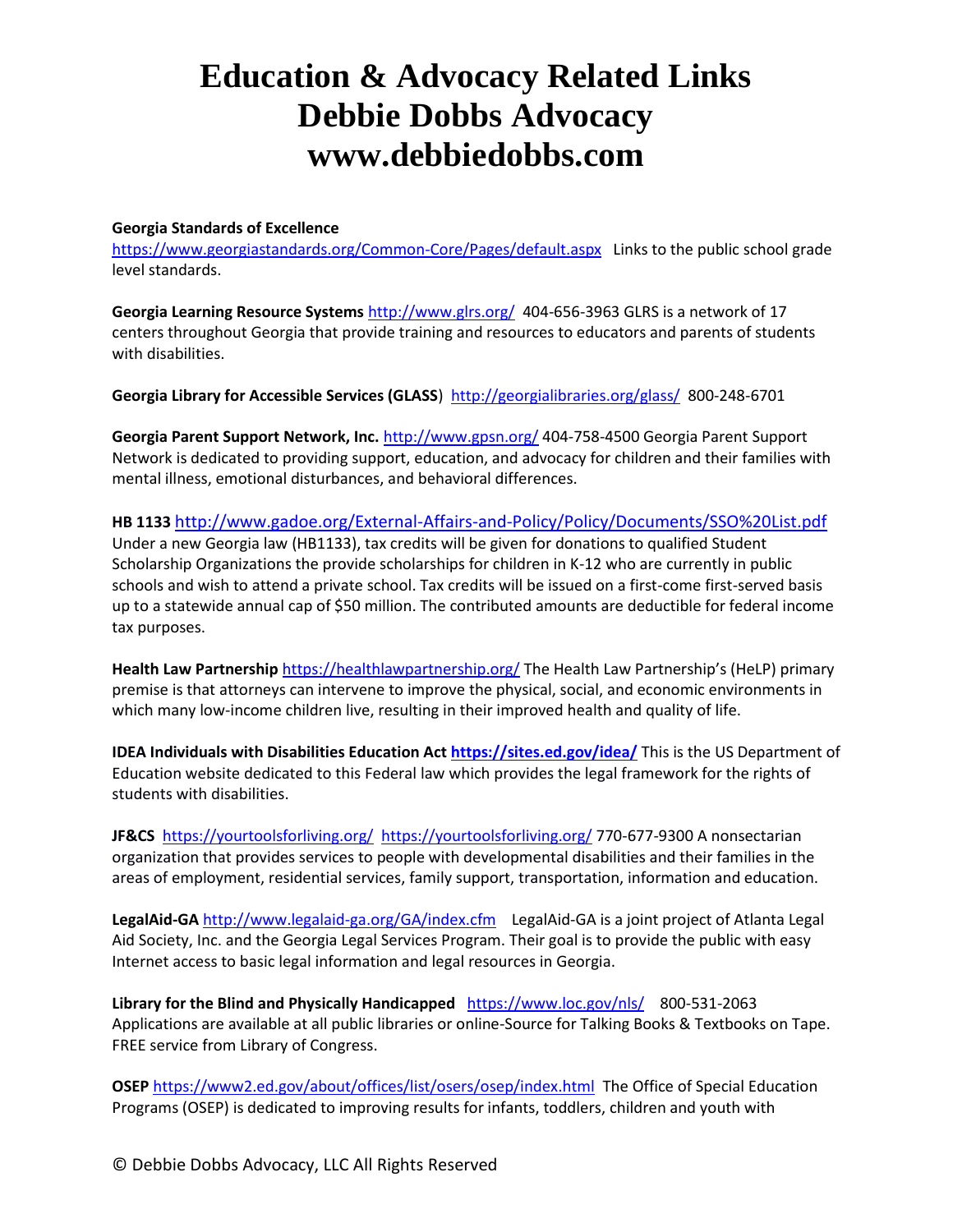# Education & Advocacy Related Links
# Debbie Dobbs Advocacy
# www.debbiedobbs.com

**Georgia Standards of Excellence**
https://www.georgiastandards.org/Common-Core/Pages/default.aspx Links to the public school grade level standards.

**Georgia Learning Resource Systems** http://www.glrs.org/ 404-656-3963 GLRS is a network of 17 centers throughout Georgia that provide training and resources to educators and parents of students with disabilities.

**Georgia Library for Accessible Services (GLASS**) http://georgialibraries.org/glass/ 800-248-6701

**Georgia Parent Support Network, Inc.** http://www.gpsn.org/ 404-758-4500 Georgia Parent Support Network is dedicated to providing support, education, and advocacy for children and their families with mental illness, emotional disturbances, and behavioral differences.

**HB 1133** http://www.gadoe.org/External-Affairs-and-Policy/Policy/Documents/SSO%20List.pdf
Under a new Georgia law (HB1133), tax credits will be given for donations to qualified Student Scholarship Organizations the provide scholarships for children in K-12 who are currently in public schools and wish to attend a private school. Tax credits will be issued on a first-come first-served basis up to a statewide annual cap of $50 million. The contributed amounts are deductible for federal income tax purposes.

**Health Law Partnership** https://healthlawpartnership.org/ The Health Law Partnership's (HeLP) primary premise is that attorneys can intervene to improve the physical, social, and economic environments in which many low-income children live, resulting in their improved health and quality of life.

**IDEA Individuals with Disabilities Education Act** **https://sites.ed.gov/idea/** This is the US Department of Education website dedicated to this Federal law which provides the legal framework for the rights of students with disabilities.

**JF&CS** https://yourtoolsforliving.org/ https://yourtoolsforliving.org/ 770-677-9300 A nonsectarian organization that provides services to people with developmental disabilities and their families in the areas of employment, residential services, family support, transportation, information and education.

**LegalAid-GA** http://www.legalaid-ga.org/GA/index.cfm LegalAid-GA is a joint project of Atlanta Legal Aid Society, Inc. and the Georgia Legal Services Program. Their goal is to provide the public with easy Internet access to basic legal information and legal resources in Georgia.

**Library for the Blind and Physically Handicapped** https://www.loc.gov/nls/ 800-531-2063
Applications are available at all public libraries or online-Source for Talking Books & Textbooks on Tape. FREE service from Library of Congress.

**OSEP** https://www2.ed.gov/about/offices/list/osers/osep/index.html The Office of Special Education Programs (OSEP) is dedicated to improving results for infants, toddlers, children and youth with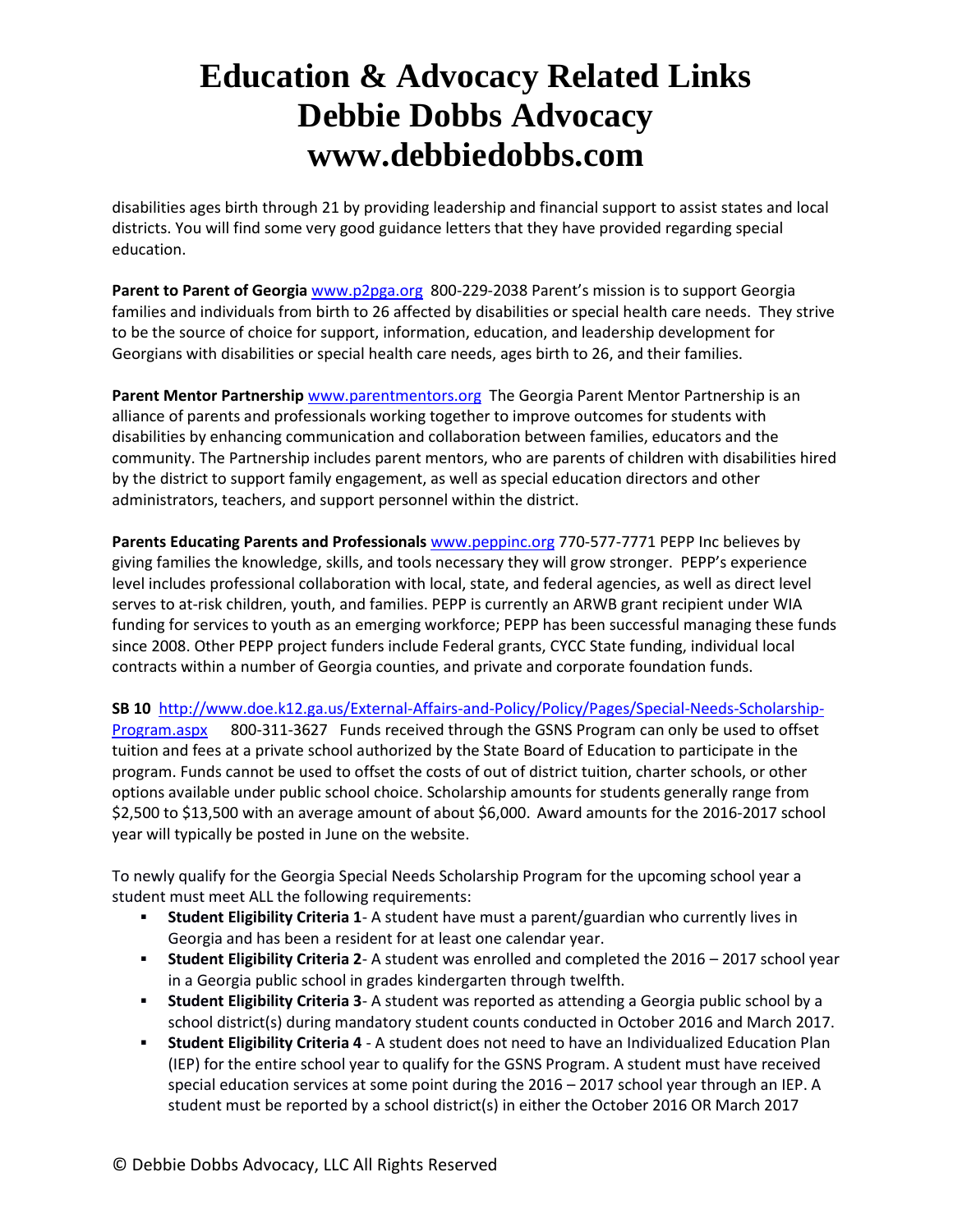disabilities ages birth through 21 by providing leadership and financial support to assist states and local districts. You will find some very good guidance letters that they have provided regarding special education.

**Parent to Parent of Georgia** www.p2pga.org 800-229-2038 Parent's mission is to support Georgia families and individuals from birth to 26 affected by disabilities or special health care needs. They strive to be the source of choice for support, information, education, and leadership development for Georgians with disabilities or special health care needs, ages birth to 26, and their families.

**Parent Mentor Partnership** www.parentmentors.org The Georgia Parent Mentor Partnership is an alliance of parents and professionals working together to improve outcomes for students with disabilities by enhancing communication and collaboration between families, educators and the community. The Partnership includes parent mentors, who are parents of children with disabilities hired by the district to support family engagement, as well as special education directors and other administrators, teachers, and support personnel within the district.

**Parents Educating Parents and Professionals** www.peppinc.org 770-577-7771 PEPP Inc believes by giving families the knowledge, skills, and tools necessary they will grow stronger. PEPP's experience level includes professional collaboration with local, state, and federal agencies, as well as direct level serves to at-risk children, youth, and families. PEPP is currently an ARWB grant recipient under WIA funding for services to youth as an emerging workforce; PEPP has been successful managing these funds since 2008. Other PEPP project funders include Federal grants, CYCC State funding, individual local contracts within a number of Georgia counties, and private and corporate foundation funds.

**SB 10** http://www.doe.k12.ga.us/External-Affairs-and-Policy/Policy/Pages/Special-Needs-Scholarship-Program.aspx 800-311-3627 Funds received through the GSNS Program can only be used to offset tuition and fees at a private school authorized by the State Board of Education to participate in the program. Funds cannot be used to offset the costs of out of district tuition, charter schools, or other options available under public school choice. Scholarship amounts for students generally range from $2,500 to $13,500 with an average amount of about $6,000. Award amounts for the 2016-2017 school year will typically be posted in June on the website.

To newly qualify for the Georgia Special Needs Scholarship Program for the upcoming school year a student must meet ALL the following requirements:

- **Student Eligibility Criteria 1**- A student have must a parent/guardian who currently lives in Georgia and has been a resident for at least one calendar year.
- **Student Eligibility Criteria 2**- A student was enrolled and completed the 2016 – 2017 school year in a Georgia public school in grades kindergarten through twelfth.
- **Student Eligibility Criteria 3**- A student was reported as attending a Georgia public school by a school district(s) during mandatory student counts conducted in October 2016 and March 2017.
- **Student Eligibility Criteria 4** - A student does not need to have an Individualized Education Plan (IEP) for the entire school year to qualify for the GSNS Program. A student must have received special education services at some point during the 2016 – 2017 school year through an IEP. A student must be reported by a school district(s) in either the October 2016 OR March 2017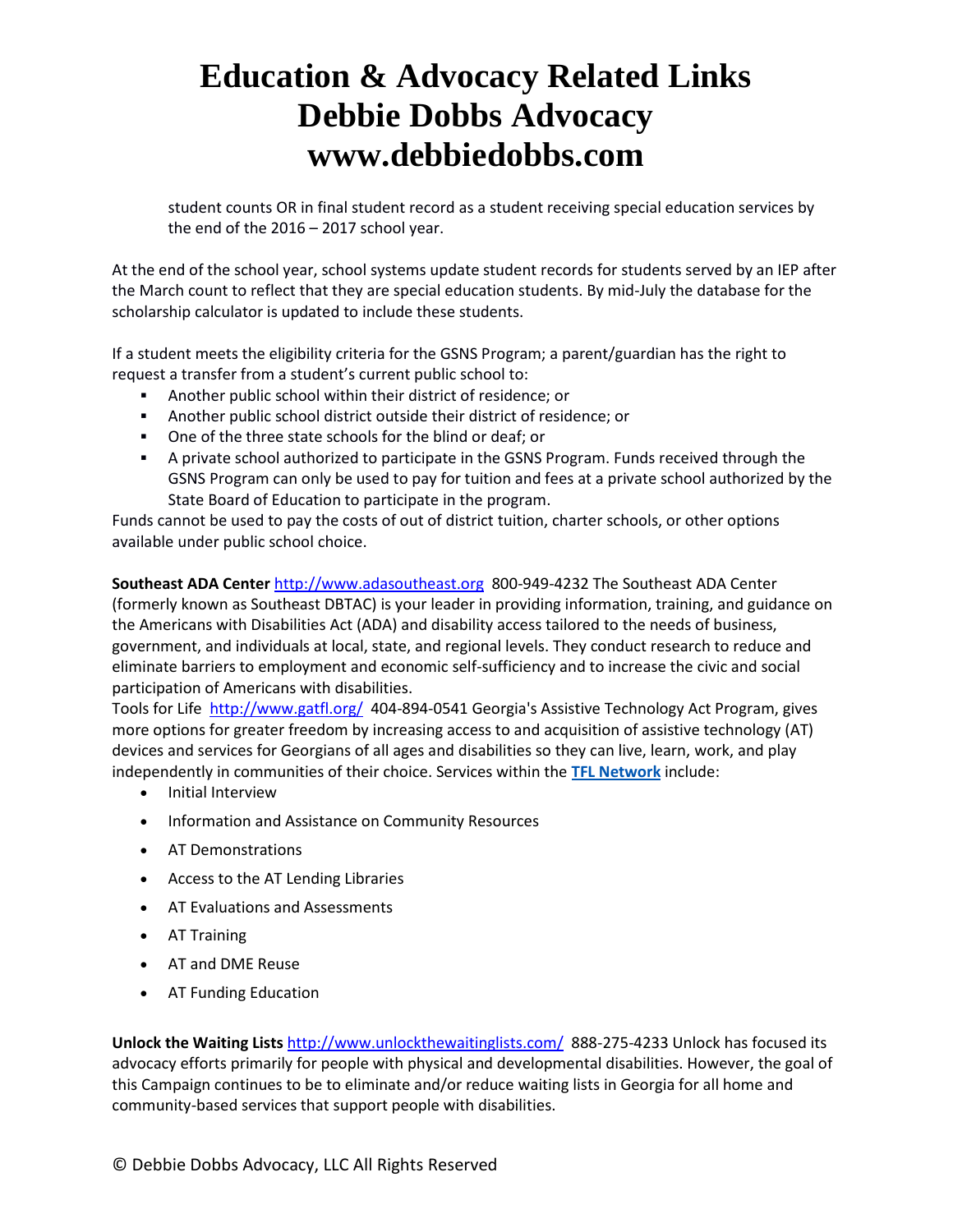student counts OR in final student record as a student receiving special education services by the end of the 2016 – 2017 school year.

At the end of the school year, school systems update student records for students served by an IEP after the March count to reflect that they are special education students. By mid-July the database for the scholarship calculator is updated to include these students.

If a student meets the eligibility criteria for the GSNS Program; a parent/guardian has the right to request a transfer from a student's current public school to:

- Another public school within their district of residence; or
- Another public school district outside their district of residence; or
- One of the three state schools for the blind or deaf; or
- A private school authorized to participate in the GSNS Program. Funds received through the GSNS Program can only be used to pay for tuition and fees at a private school authorized by the State Board of Education to participate in the program.

Funds cannot be used to pay the costs of out of district tuition, charter schools, or other options available under public school choice.

**Southeast ADA Center** http://www.adasoutheast.org 800-949-4232 The Southeast ADA Center (formerly known as Southeast DBTAC) is your leader in providing information, training, and guidance on the Americans with Disabilities Act (ADA) and disability access tailored to the needs of business, government, and individuals at local, state, and regional levels. They conduct research to reduce and eliminate barriers to employment and economic self-sufficiency and to increase the civic and social participation of Americans with disabilities.

Tools for Life http://www.gatfl.org/ 404-894-0541 Georgia's Assistive Technology Act Program, gives more options for greater freedom by increasing access to and acquisition of assistive technology (AT) devices and services for Georgians of all ages and disabilities so they can live, learn, work, and play independently in communities of their choice. Services within the **TFL Network** include:

- Initial Interview
- Information and Assistance on Community Resources
- AT Demonstrations
- Access to the AT Lending Libraries
- AT Evaluations and Assessments
- AT Training
- AT and DME Reuse
- AT Funding Education

**Unlock the Waiting Lists** http://www.unlockthewaitinglists.com/ 888-275-4233 Unlock has focused its advocacy efforts primarily for people with physical and developmental disabilities. However, the goal of this Campaign continues to be to eliminate and/or reduce waiting lists in Georgia for all home and community-based services that support people with disabilities.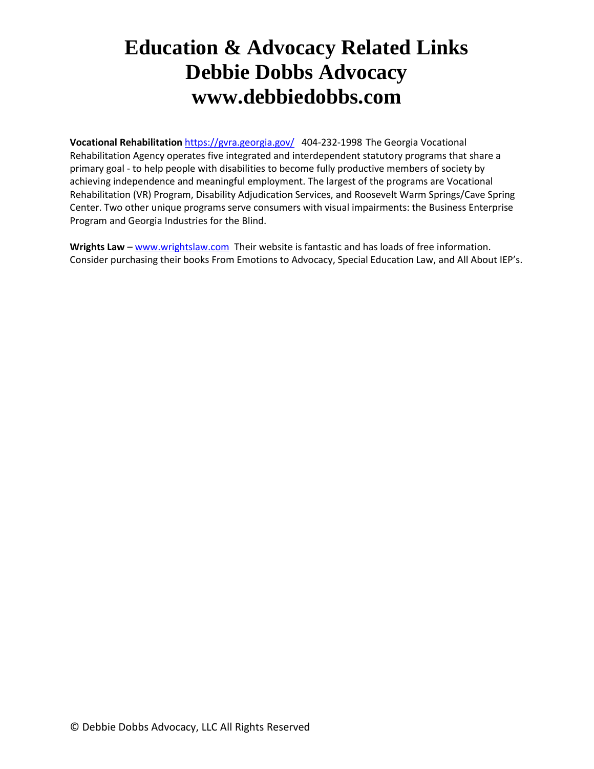# Education & Advocacy Related Links
# Debbie Dobbs Advocacy
# www.debbiedobbs.com

**Vocational Rehabilitation** https://gvra.georgia.gov/ 404-232-1998 The Georgia Vocational Rehabilitation Agency operates five integrated and interdependent statutory programs that share a primary goal - to help people with disabilities to become fully productive members of society by achieving independence and meaningful employment. The largest of the programs are Vocational Rehabilitation (VR) Program, Disability Adjudication Services, and Roosevelt Warm Springs/Cave Spring Center. Two other unique programs serve consumers with visual impairments: the Business Enterprise Program and Georgia Industries for the Blind.

**Wrights Law** – www.wrightslaw.com Their website is fantastic and has loads of free information. Consider purchasing their books From Emotions to Advocacy, Special Education Law, and All About IEP's.

© Debbie Dobbs Advocacy, LLC All Rights Reserved